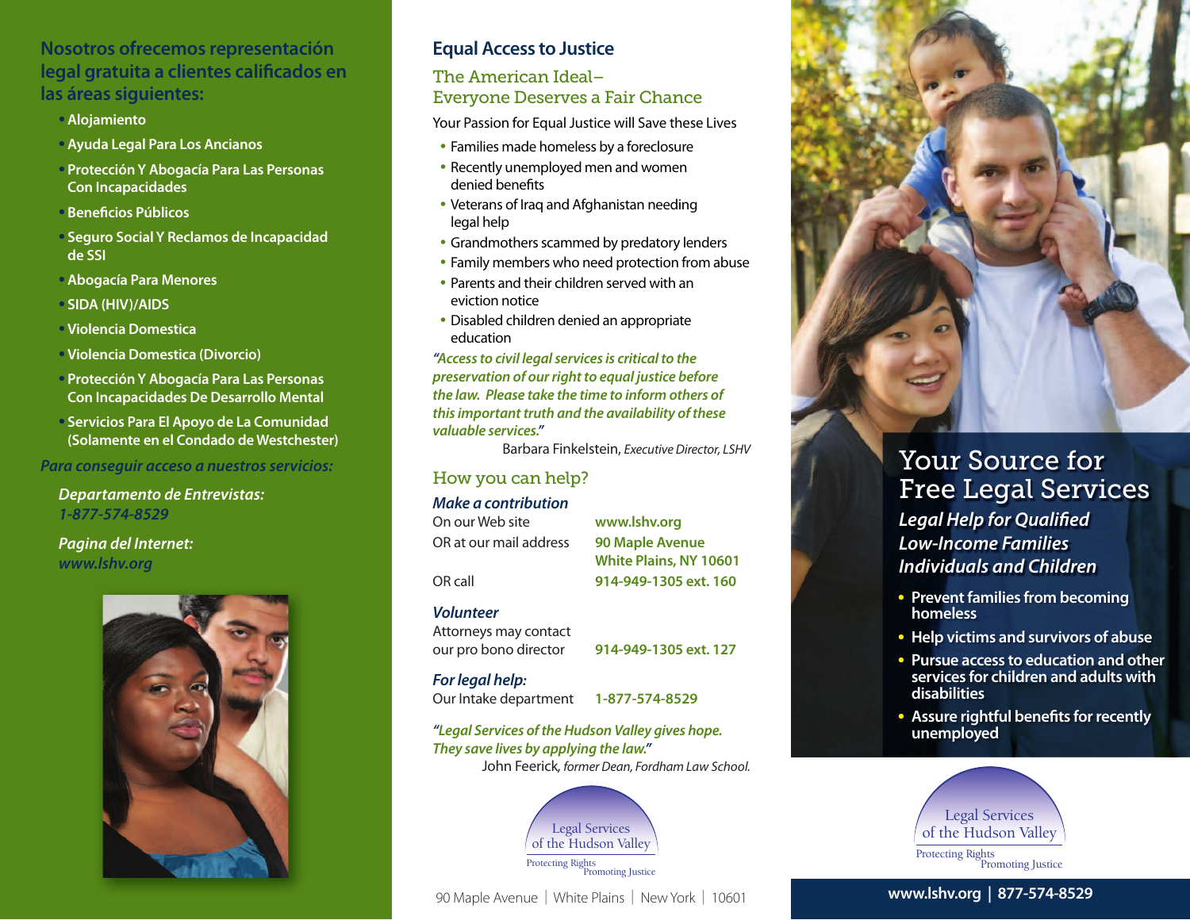## Nosotros ofrecemos representación legal gratuita a clientes calificados en las áreas siguientes:

- Alojamiento
- Ayuda Legal Para Los Ancianos
- Protección Y Abogacía Para Las Personas Con Incapacidades
- Beneficios Públicos
- Seguro Social Y Reclamos de Incapacidad de SSI
- Abogacía Para Menores
- SIDA (HIV)/AIDS
- Violencia Domestica
- Violencia Domestica (Divorcio)
- Protección Y Abogacía Para Las Personas Con Incapacidades De Desarrollo Mental
- Servicios Para El Apoyo de La Comunidad (Solamente en el Condado de Westchester)

*Para conseguir acceso a nuestros servicios:*

***Departamento de Entrevistas:***
*1-877-574-8529*

***Pagina del Internet:***
*www.lshv.org*

## Equal Access to Justice

### The American Ideal– Everyone Deserves a Fair Chance

Your Passion for Equal Justice will Save these Lives

- Families made homeless by a foreclosure
- Recently unemployed men and women denied benefits
- Veterans of Iraq and Afghanistan needing legal help
- Grandmothers scammed by predatory lenders
- Family members who need protection from abuse
- Parents and their children served with an eviction notice
- Disabled children denied an appropriate education

*"Access to civil legal services is critical to the preservation of our right to equal justice before the law. Please take the time to inform others of this important truth and the availability of these valuable services."*

Barbara Finkelstein, *Executive Director, LSHV*

### How you can help?

***Make a contribution***

| | |
|---|---|
| On our Web site | www.lshv.org |
| OR at our mail address | 90 Maple Avenue White Plains, NY 10601 |
| OR call | 914-949-1305 ext. 160 |

***Volunteer***

| | |
|---|---|
| Attorneys may contact our pro bono director | 914-949-1305 ext. 127 |

***For legal help:***

| | |
|---|---|
| Our Intake department | 1-877-574-8529 |

*"Legal Services of the Hudson Valley gives hope. They save lives by applying the law."*

John Feerick, *former Dean, Fordham Law School.*

Legal Services of the Hudson Valley
Protecting Rights Promoting Justice

90 Maple Avenue | White Plains | New York | 10601

# Your Source for Free Legal Services

***Legal Help for Qualified Low-Income Families Individuals and Children***

- **Prevent families from becoming homeless**
- **Help victims and survivors of abuse**
- **Pursue access to education and other services for children and adults with disabilities**
- **Assure rightful benefits for recently unemployed**

Legal Services of the Hudson Valley
Protecting Rights Promoting Justice

**www.lshv.org | 877-574-8529**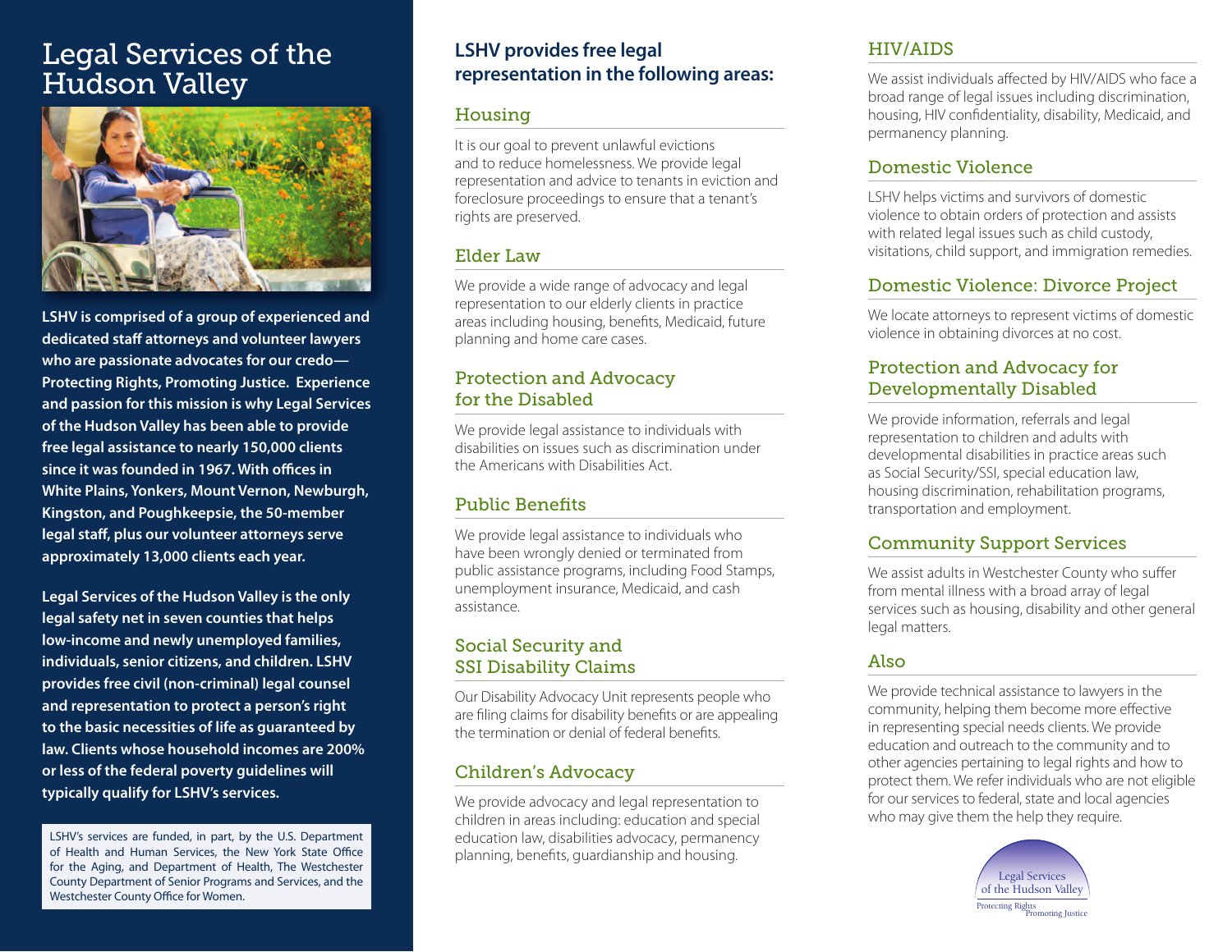# Legal Services of the Hudson Valley

**LSHV is comprised of a group of experienced and dedicated staff attorneys and volunteer lawyers who are passionate advocates for our credo—Protecting Rights, Promoting Justice. Experience and passion for this mission is why Legal Services of the Hudson Valley has been able to provide free legal assistance to nearly 150,000 clients since it was founded in 1967. With offices in White Plains, Yonkers, Mount Vernon, Newburgh, Kingston, and Poughkeepsie, the 50-member legal staff, plus our volunteer attorneys serve approximately 13,000 clients each year.**

**Legal Services of the Hudson Valley is the only legal safety net in seven counties that helps low-income and newly unemployed families, individuals, senior citizens, and children. LSHV provides free civil (non-criminal) legal counsel and representation to protect a person's right to the basic necessities of life as guaranteed by law. Clients whose household incomes are 200% or less of the federal poverty guidelines will typically qualify for LSHV's services.**

LSHV's services are funded, in part, by the U.S. Department of Health and Human Services, the New York State Office for the Aging, and Department of Health, The Westchester County Department of Senior Programs and Services, and the Westchester County Office for Women.

## LSHV provides free legal representation in the following areas:

### Housing

It is our goal to prevent unlawful evictions and to reduce homelessness. We provide legal representation and advice to tenants in eviction and foreclosure proceedings to ensure that a tenant's rights are preserved.

### Elder Law

We provide a wide range of advocacy and legal representation to our elderly clients in practice areas including housing, benefits, Medicaid, future planning and home care cases.

### Protection and Advocacy for the Disabled

We provide legal assistance to individuals with disabilities on issues such as discrimination under the Americans with Disabilities Act.

### Public Benefits

We provide legal assistance to individuals who have been wrongly denied or terminated from public assistance programs, including Food Stamps, unemployment insurance, Medicaid, and cash assistance.

### Social Security and SSI Disability Claims

Our Disability Advocacy Unit represents people who are filing claims for disability benefits or are appealing the termination or denial of federal benefits.

### Children's Advocacy

We provide advocacy and legal representation to children in areas including: education and special education law, disabilities advocacy, permanency planning, benefits, guardianship and housing.

### HIV/AIDS

We assist individuals affected by HIV/AIDS who face a broad range of legal issues including discrimination, housing, HIV confidentiality, disability, Medicaid, and permanency planning.

### Domestic Violence

LSHV helps victims and survivors of domestic violence to obtain orders of protection and assists with related legal issues such as child custody, visitations, child support, and immigration remedies.

### Domestic Violence: Divorce Project

We locate attorneys to represent victims of domestic violence in obtaining divorces at no cost.

### Protection and Advocacy for Developmentally Disabled

We provide information, referrals and legal representation to children and adults with developmental disabilities in practice areas such as Social Security/SSI, special education law, housing discrimination, rehabilitation programs, transportation and employment.

### Community Support Services

We assist adults in Westchester County who suffer from mental illness with a broad array of legal services such as housing, disability and other general legal matters.

### Also

We provide technical assistance to lawyers in the community, helping them become more effective in representing special needs clients. We provide education and outreach to the community and to other agencies pertaining to legal rights and how to protect them. We refer individuals who are not eligible for our services to federal, state and local agencies who may give them the help they require.

Legal Services of the Hudson Valley

Protecting Rights Promoting Justice